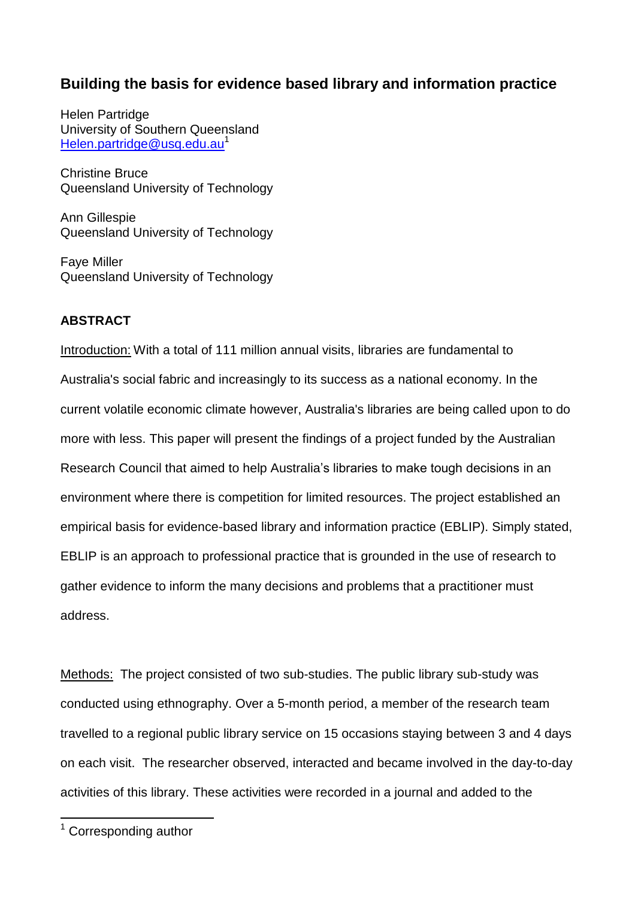# Building the basis for evidence based library and information practice

Helen Partridge
University of Southern Queensland
Helen.partridge@usq.edu.au[1]

Christine Bruce
Queensland University of Technology

Ann Gillespie
Queensland University of Technology

Faye Miller
Queensland University of Technology

## ABSTRACT

Introduction: With a total of 111 million annual visits, libraries are fundamental to Australia's social fabric and increasingly to its success as a national economy. In the current volatile economic climate however, Australia's libraries are being called upon to do more with less. This paper will present the findings of a project funded by the Australian Research Council that aimed to help Australia's libraries to make tough decisions in an environment where there is competition for limited resources. The project established an empirical basis for evidence-based library and information practice (EBLIP). Simply stated, EBLIP is an approach to professional practice that is grounded in the use of research to gather evidence to inform the many decisions and problems that a practitioner must address.

Methods: The project consisted of two sub-studies. The public library sub-study was conducted using ethnography. Over a 5-month period, a member of the research team travelled to a regional public library service on 15 occasions staying between 3 and 4 days on each visit. The researcher observed, interacted and became involved in the day-to-day activities of this library. These activities were recorded in a journal and added to the

[1] Corresponding author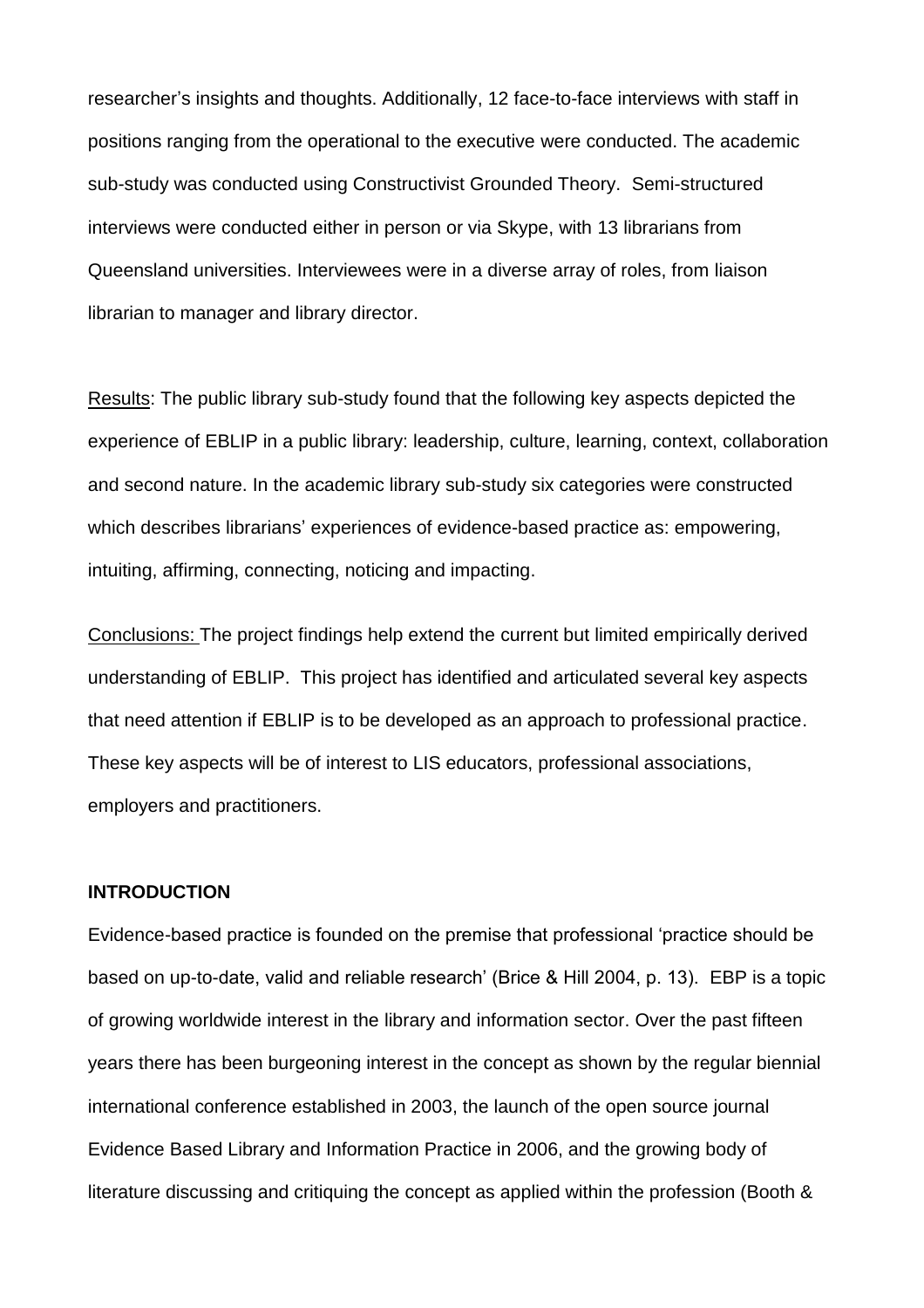researcher's insights and thoughts. Additionally, 12 face-to-face interviews with staff in positions ranging from the operational to the executive were conducted. The academic sub-study was conducted using Constructivist Grounded Theory. Semi-structured interviews were conducted either in person or via Skype, with 13 librarians from Queensland universities. Interviewees were in a diverse array of roles, from liaison librarian to manager and library director.

Results: The public library sub-study found that the following key aspects depicted the experience of EBLIP in a public library: leadership, culture, learning, context, collaboration and second nature. In the academic library sub-study six categories were constructed which describes librarians' experiences of evidence-based practice as: empowering, intuiting, affirming, connecting, noticing and impacting.

Conclusions: The project findings help extend the current but limited empirically derived understanding of EBLIP. This project has identified and articulated several key aspects that need attention if EBLIP is to be developed as an approach to professional practice. These key aspects will be of interest to LIS educators, professional associations, employers and practitioners.

## INTRODUCTION

Evidence-based practice is founded on the premise that professional 'practice should be based on up-to-date, valid and reliable research' (Brice & Hill 2004, p. 13). EBP is a topic of growing worldwide interest in the library and information sector. Over the past fifteen years there has been burgeoning interest in the concept as shown by the regular biennial international conference established in 2003, the launch of the open source journal Evidence Based Library and Information Practice in 2006, and the growing body of literature discussing and critiquing the concept as applied within the profession (Booth &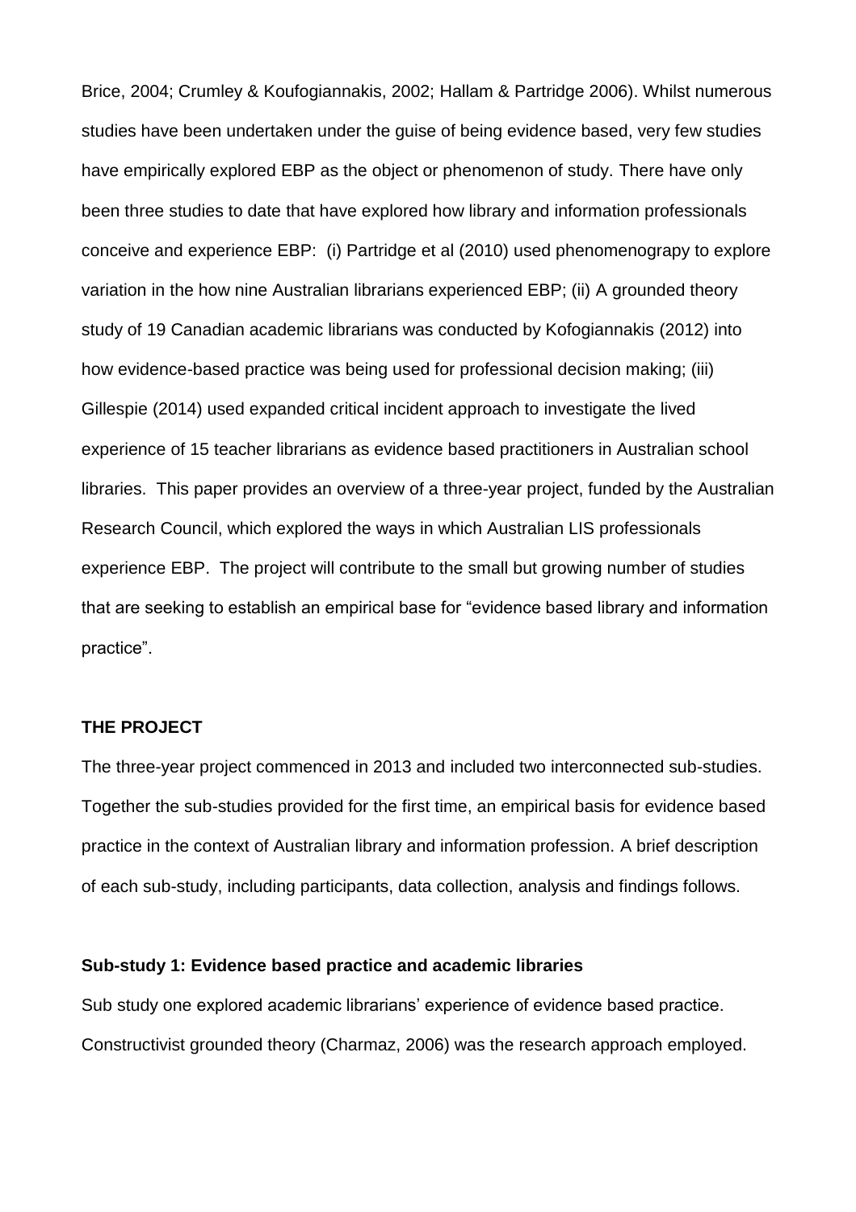Brice, 2004; Crumley & Koufogiannakis, 2002; Hallam & Partridge 2006). Whilst numerous studies have been undertaken under the guise of being evidence based, very few studies have empirically explored EBP as the object or phenomenon of study. There have only been three studies to date that have explored how library and information professionals conceive and experience EBP: (i) Partridge et al (2010) used phenomenograpy to explore variation in the how nine Australian librarians experienced EBP; (ii) A grounded theory study of 19 Canadian academic librarians was conducted by Kofogiannakis (2012) into how evidence-based practice was being used for professional decision making; (iii) Gillespie (2014) used expanded critical incident approach to investigate the lived experience of 15 teacher librarians as evidence based practitioners in Australian school libraries. This paper provides an overview of a three-year project, funded by the Australian Research Council, which explored the ways in which Australian LIS professionals experience EBP. The project will contribute to the small but growing number of studies that are seeking to establish an empirical base for "evidence based library and information practice".

## THE PROJECT

The three-year project commenced in 2013 and included two interconnected sub-studies. Together the sub-studies provided for the first time, an empirical basis for evidence based practice in the context of Australian library and information profession. A brief description of each sub-study, including participants, data collection, analysis and findings follows.

### Sub-study 1: Evidence based practice and academic libraries

Sub study one explored academic librarians' experience of evidence based practice. Constructivist grounded theory (Charmaz, 2006) was the research approach employed.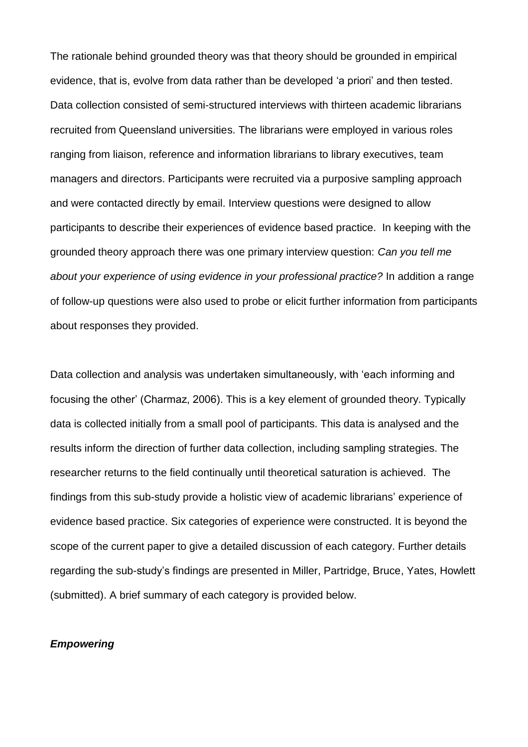The rationale behind grounded theory was that theory should be grounded in empirical evidence, that is, evolve from data rather than be developed 'a priori' and then tested. Data collection consisted of semi-structured interviews with thirteen academic librarians recruited from Queensland universities. The librarians were employed in various roles ranging from liaison, reference and information librarians to library executives, team managers and directors. Participants were recruited via a purposive sampling approach and were contacted directly by email. Interview questions were designed to allow participants to describe their experiences of evidence based practice. In keeping with the grounded theory approach there was one primary interview question: *Can you tell me about your experience of using evidence in your professional practice?* In addition a range of follow-up questions were also used to probe or elicit further information from participants about responses they provided.

Data collection and analysis was undertaken simultaneously, with 'each informing and focusing the other' (Charmaz, 2006). This is a key element of grounded theory. Typically data is collected initially from a small pool of participants. This data is analysed and the results inform the direction of further data collection, including sampling strategies. The researcher returns to the field continually until theoretical saturation is achieved. The findings from this sub-study provide a holistic view of academic librarians' experience of evidence based practice. Six categories of experience were constructed. It is beyond the scope of the current paper to give a detailed discussion of each category. Further details regarding the sub-study's findings are presented in Miller, Partridge, Bruce, Yates, Howlett (submitted). A brief summary of each category is provided below.

### ***Empowering***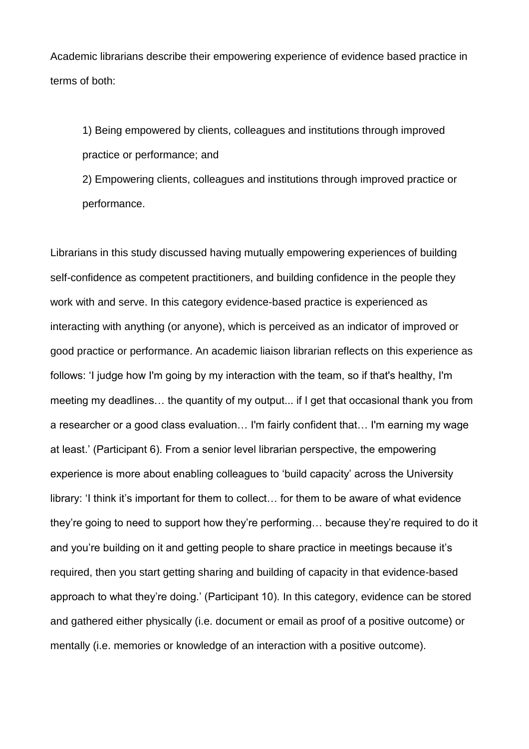Academic librarians describe their empowering experience of evidence based practice in terms of both:

1) Being empowered by clients, colleagues and institutions through improved practice or performance; and

2) Empowering clients, colleagues and institutions through improved practice or performance.

Librarians in this study discussed having mutually empowering experiences of building self-confidence as competent practitioners, and building confidence in the people they work with and serve. In this category evidence-based practice is experienced as interacting with anything (or anyone), which is perceived as an indicator of improved or good practice or performance. An academic liaison librarian reflects on this experience as follows: 'I judge how I'm going by my interaction with the team, so if that's healthy, I'm meeting my deadlines… the quantity of my output... if I get that occasional thank you from a researcher or a good class evaluation… I'm fairly confident that… I'm earning my wage at least.' (Participant 6). From a senior level librarian perspective, the empowering experience is more about enabling colleagues to 'build capacity' across the University library: 'I think it's important for them to collect… for them to be aware of what evidence they're going to need to support how they're performing… because they're required to do it and you're building on it and getting people to share practice in meetings because it's required, then you start getting sharing and building of capacity in that evidence-based approach to what they're doing.' (Participant 10). In this category, evidence can be stored and gathered either physically (i.e. document or email as proof of a positive outcome) or mentally (i.e. memories or knowledge of an interaction with a positive outcome).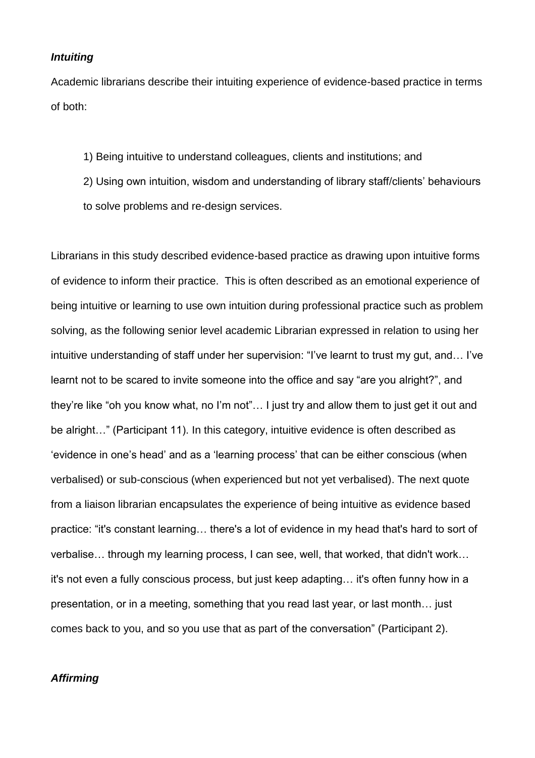***Intuiting***

Academic librarians describe their intuiting experience of evidence-based practice in terms of both:

1) Being intuitive to understand colleagues, clients and institutions; and

2) Using own intuition, wisdom and understanding of library staff/clients' behaviours to solve problems and re-design services.

Librarians in this study described evidence-based practice as drawing upon intuitive forms of evidence to inform their practice. This is often described as an emotional experience of being intuitive or learning to use own intuition during professional practice such as problem solving, as the following senior level academic Librarian expressed in relation to using her intuitive understanding of staff under her supervision: "I've learnt to trust my gut, and… I've learnt not to be scared to invite someone into the office and say "are you alright?", and they're like "oh you know what, no I'm not"… I just try and allow them to just get it out and be alright…" (Participant 11). In this category, intuitive evidence is often described as 'evidence in one's head' and as a 'learning process' that can be either conscious (when verbalised) or sub-conscious (when experienced but not yet verbalised). The next quote from a liaison librarian encapsulates the experience of being intuitive as evidence based practice: "it's constant learning… there's a lot of evidence in my head that's hard to sort of verbalise… through my learning process, I can see, well, that worked, that didn't work… it's not even a fully conscious process, but just keep adapting… it's often funny how in a presentation, or in a meeting, something that you read last year, or last month… just comes back to you, and so you use that as part of the conversation" (Participant 2).

***Affirming***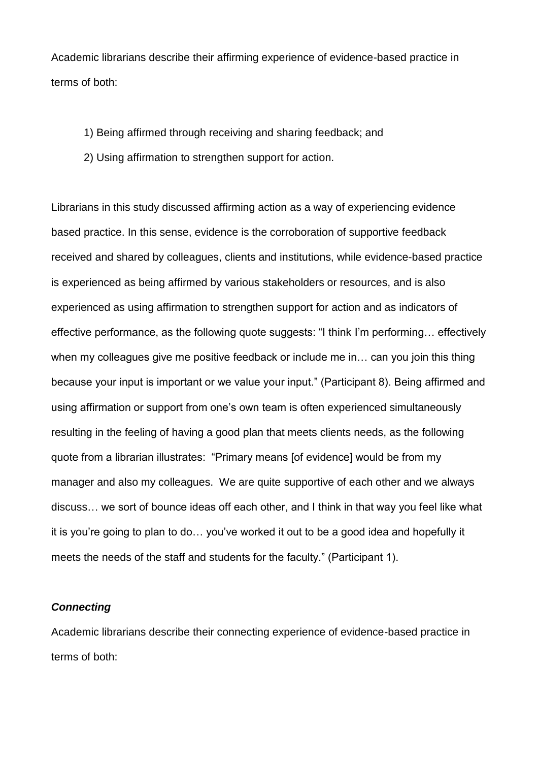Academic librarians describe their affirming experience of evidence-based practice in terms of both:

1) Being affirmed through receiving and sharing feedback; and
2) Using affirmation to strengthen support for action.

Librarians in this study discussed affirming action as a way of experiencing evidence based practice. In this sense, evidence is the corroboration of supportive feedback received and shared by colleagues, clients and institutions, while evidence-based practice is experienced as being affirmed by various stakeholders or resources, and is also experienced as using affirmation to strengthen support for action and as indicators of effective performance, as the following quote suggests: "I think I'm performing… effectively when my colleagues give me positive feedback or include me in… can you join this thing because your input is important or we value your input." (Participant 8). Being affirmed and using affirmation or support from one's own team is often experienced simultaneously resulting in the feeling of having a good plan that meets clients needs, as the following quote from a librarian illustrates: "Primary means [of evidence] would be from my manager and also my colleagues. We are quite supportive of each other and we always discuss… we sort of bounce ideas off each other, and I think in that way you feel like what it is you're going to plan to do… you've worked it out to be a good idea and hopefully it meets the needs of the staff and students for the faculty." (Participant 1).

### ***Connecting***

Academic librarians describe their connecting experience of evidence-based practice in terms of both: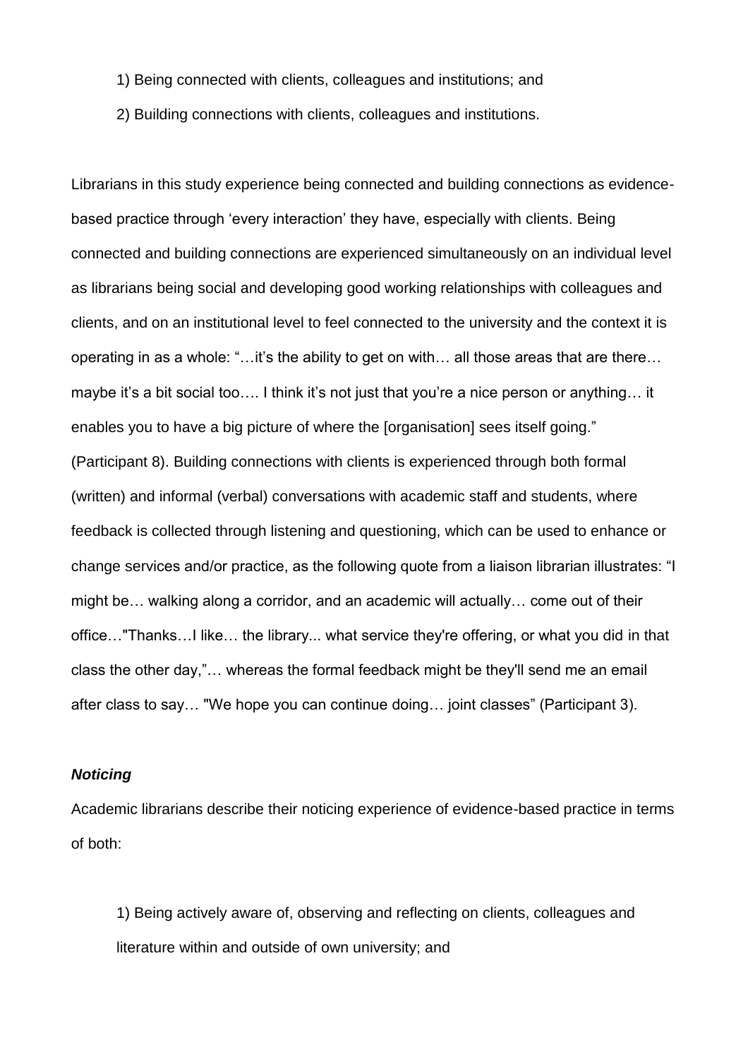1) Being connected with clients, colleagues and institutions; and

2) Building connections with clients, colleagues and institutions.

Librarians in this study experience being connected and building connections as evidence-based practice through 'every interaction' they have, especially with clients. Being connected and building connections are experienced simultaneously on an individual level as librarians being social and developing good working relationships with colleagues and clients, and on an institutional level to feel connected to the university and the context it is operating in as a whole: "…it's the ability to get on with… all those areas that are there… maybe it's a bit social too…. I think it's not just that you're a nice person or anything… it enables you to have a big picture of where the [organisation] sees itself going." (Participant 8). Building connections with clients is experienced through both formal (written) and informal (verbal) conversations with academic staff and students, where feedback is collected through listening and questioning, which can be used to enhance or change services and/or practice, as the following quote from a liaison librarian illustrates: "I might be… walking along a corridor, and an academic will actually… come out of their office…"Thanks…I like… the library... what service they're offering, or what you did in that class the other day,"… whereas the formal feedback might be they'll send me an email after class to say… "We hope you can continue doing… joint classes" (Participant 3).

### ***Noticing***

Academic librarians describe their noticing experience of evidence-based practice in terms of both:

1) Being actively aware of, observing and reflecting on clients, colleagues and literature within and outside of own university; and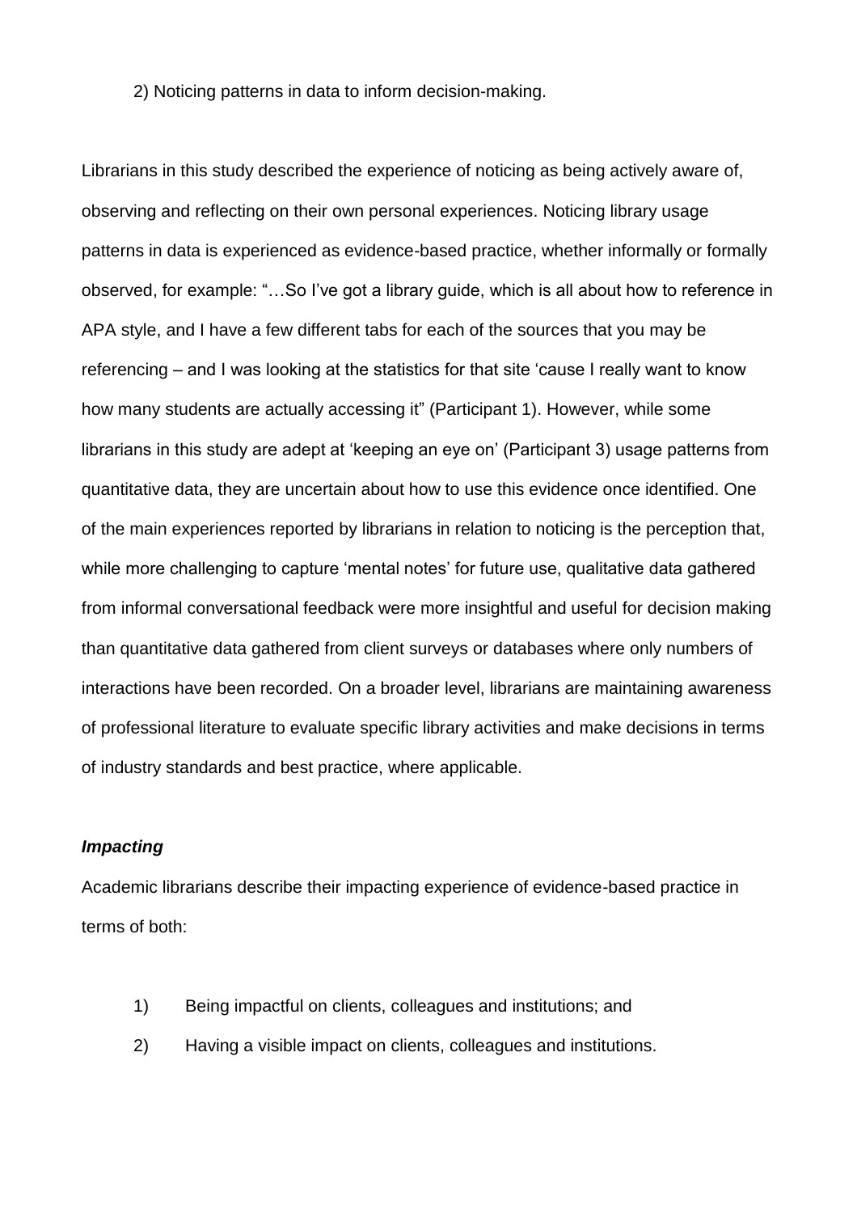2) Noticing patterns in data to inform decision-making.

Librarians in this study described the experience of noticing as being actively aware of, observing and reflecting on their own personal experiences. Noticing library usage patterns in data is experienced as evidence-based practice, whether informally or formally observed, for example: "…So I've got a library guide, which is all about how to reference in APA style, and I have a few different tabs for each of the sources that you may be referencing – and I was looking at the statistics for that site 'cause I really want to know how many students are actually accessing it" (Participant 1). However, while some librarians in this study are adept at 'keeping an eye on' (Participant 3) usage patterns from quantitative data, they are uncertain about how to use this evidence once identified. One of the main experiences reported by librarians in relation to noticing is the perception that, while more challenging to capture 'mental notes' for future use, qualitative data gathered from informal conversational feedback were more insightful and useful for decision making than quantitative data gathered from client surveys or databases where only numbers of interactions have been recorded. On a broader level, librarians are maintaining awareness of professional literature to evaluate specific library activities and make decisions in terms of industry standards and best practice, where applicable.

***Impacting***

Academic librarians describe their impacting experience of evidence-based practice in terms of both:

1) Being impactful on clients, colleagues and institutions; and
2) Having a visible impact on clients, colleagues and institutions.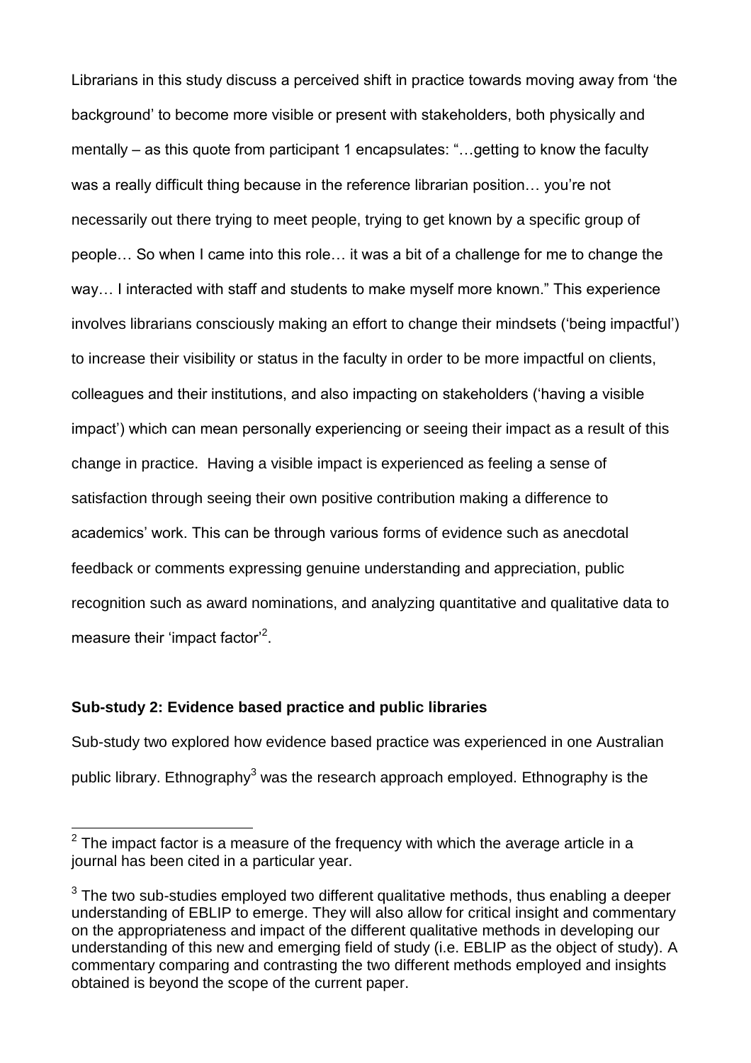Librarians in this study discuss a perceived shift in practice towards moving away from 'the background' to become more visible or present with stakeholders, both physically and mentally – as this quote from participant 1 encapsulates: "…getting to know the faculty was a really difficult thing because in the reference librarian position… you're not necessarily out there trying to meet people, trying to get known by a specific group of people… So when I came into this role… it was a bit of a challenge for me to change the way… I interacted with staff and students to make myself more known." This experience involves librarians consciously making an effort to change their mindsets ('being impactful') to increase their visibility or status in the faculty in order to be more impactful on clients, colleagues and their institutions, and also impacting on stakeholders ('having a visible impact') which can mean personally experiencing or seeing their impact as a result of this change in practice. Having a visible impact is experienced as feeling a sense of satisfaction through seeing their own positive contribution making a difference to academics' work. This can be through various forms of evidence such as anecdotal feedback or comments expressing genuine understanding and appreciation, public recognition such as award nominations, and analyzing quantitative and qualitative data to measure their 'impact factor'[2].

**Sub-study 2: Evidence based practice and public libraries**

Sub-study two explored how evidence based practice was experienced in one Australian public library. Ethnography[3] was the research approach employed. Ethnography is the

---

[2] The impact factor is a measure of the frequency with which the average article in a journal has been cited in a particular year.

[3] The two sub-studies employed two different qualitative methods, thus enabling a deeper understanding of EBLIP to emerge. They will also allow for critical insight and commentary on the appropriateness and impact of the different qualitative methods in developing our understanding of this new and emerging field of study (i.e. EBLIP as the object of study). A commentary comparing and contrasting the two different methods employed and insights obtained is beyond the scope of the current paper.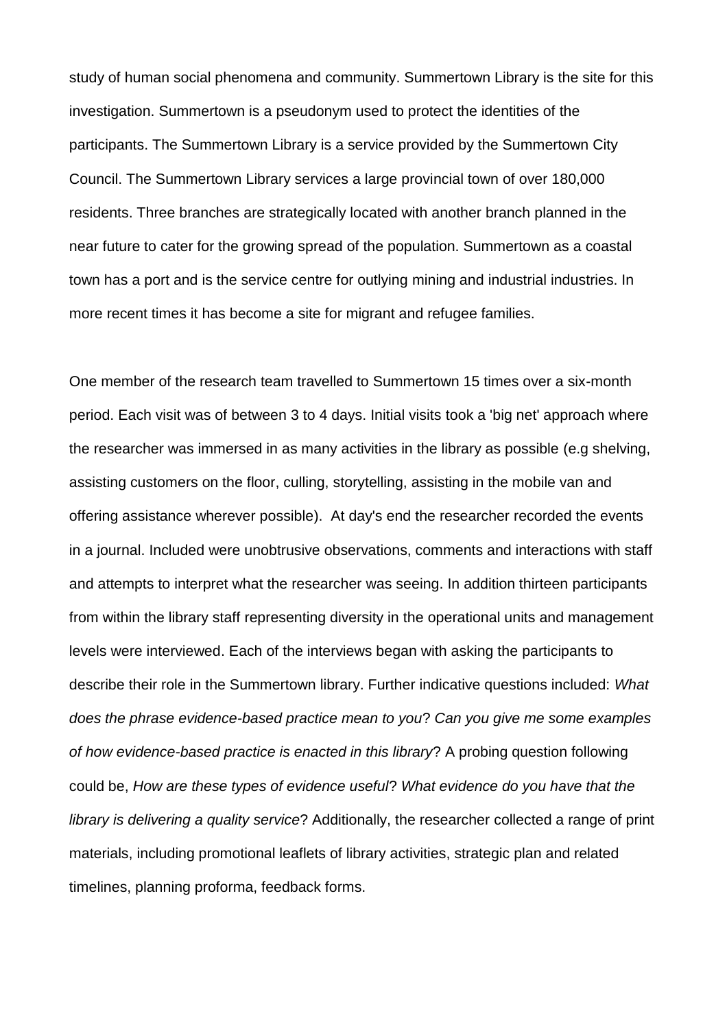study of human social phenomena and community. Summertown Library is the site for this investigation. Summertown is a pseudonym used to protect the identities of the participants. The Summertown Library is a service provided by the Summertown City Council. The Summertown Library services a large provincial town of over 180,000 residents. Three branches are strategically located with another branch planned in the near future to cater for the growing spread of the population. Summertown as a coastal town has a port and is the service centre for outlying mining and industrial industries. In more recent times it has become a site for migrant and refugee families.

One member of the research team travelled to Summertown 15 times over a six-month period. Each visit was of between 3 to 4 days. Initial visits took a 'big net' approach where the researcher was immersed in as many activities in the library as possible (e.g shelving, assisting customers on the floor, culling, storytelling, assisting in the mobile van and offering assistance wherever possible). At day's end the researcher recorded the events in a journal. Included were unobtrusive observations, comments and interactions with staff and attempts to interpret what the researcher was seeing. In addition thirteen participants from within the library staff representing diversity in the operational units and management levels were interviewed. Each of the interviews began with asking the participants to describe their role in the Summertown library. Further indicative questions included: *What does the phrase evidence-based practice mean to you*? *Can you give me some examples of how evidence-based practice is enacted in this library*? A probing question following could be, *How are these types of evidence useful*? *What evidence do you have that the library is delivering a quality service*? Additionally, the researcher collected a range of print materials, including promotional leaflets of library activities, strategic plan and related timelines, planning proforma, feedback forms.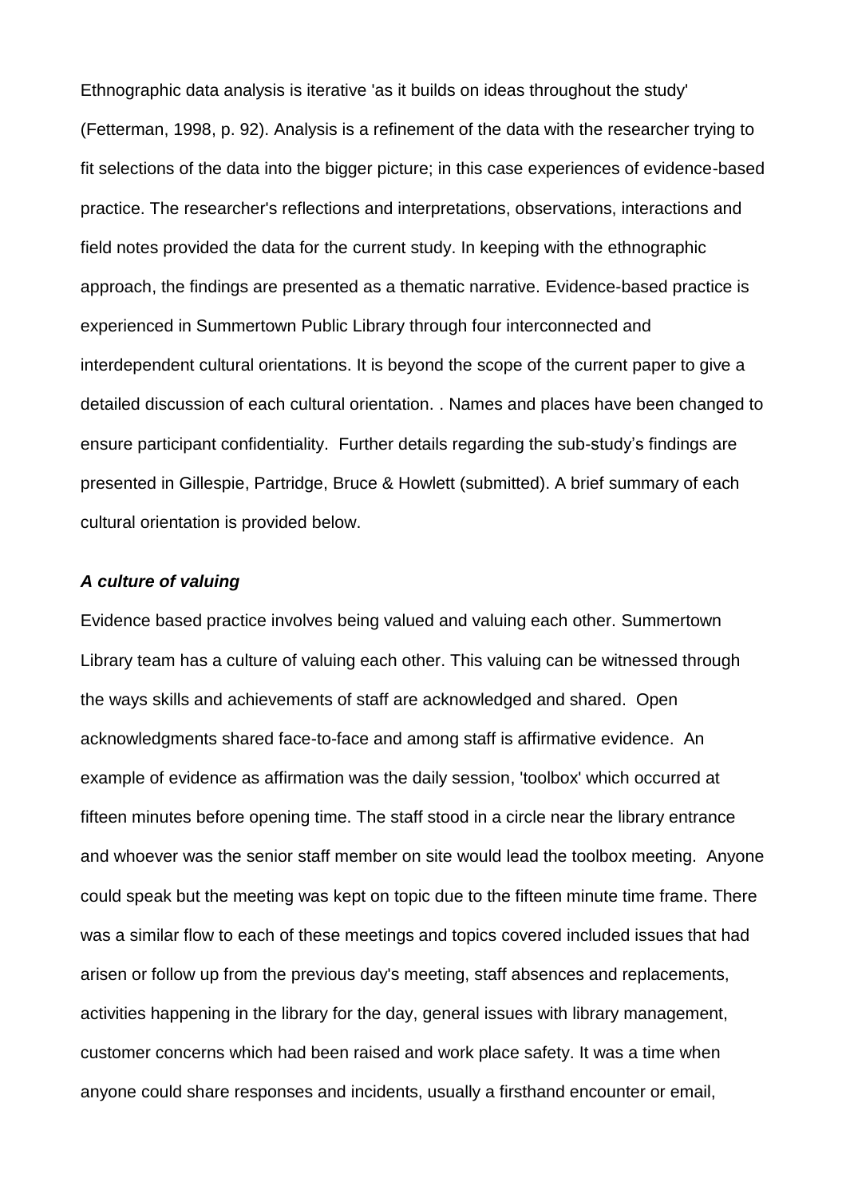Ethnographic data analysis is iterative 'as it builds on ideas throughout the study' (Fetterman, 1998, p. 92). Analysis is a refinement of the data with the researcher trying to fit selections of the data into the bigger picture; in this case experiences of evidence-based practice. The researcher's reflections and interpretations, observations, interactions and field notes provided the data for the current study. In keeping with the ethnographic approach, the findings are presented as a thematic narrative. Evidence-based practice is experienced in Summertown Public Library through four interconnected and interdependent cultural orientations. It is beyond the scope of the current paper to give a detailed discussion of each cultural orientation. . Names and places have been changed to ensure participant confidentiality. Further details regarding the sub-study's findings are presented in Gillespie, Partridge, Bruce & Howlett (submitted). A brief summary of each cultural orientation is provided below.

### *A culture of valuing*

Evidence based practice involves being valued and valuing each other. Summertown Library team has a culture of valuing each other. This valuing can be witnessed through the ways skills and achievements of staff are acknowledged and shared. Open acknowledgments shared face-to-face and among staff is affirmative evidence. An example of evidence as affirmation was the daily session, 'toolbox' which occurred at fifteen minutes before opening time. The staff stood in a circle near the library entrance and whoever was the senior staff member on site would lead the toolbox meeting. Anyone could speak but the meeting was kept on topic due to the fifteen minute time frame. There was a similar flow to each of these meetings and topics covered included issues that had arisen or follow up from the previous day's meeting, staff absences and replacements, activities happening in the library for the day, general issues with library management, customer concerns which had been raised and work place safety. It was a time when anyone could share responses and incidents, usually a firsthand encounter or email,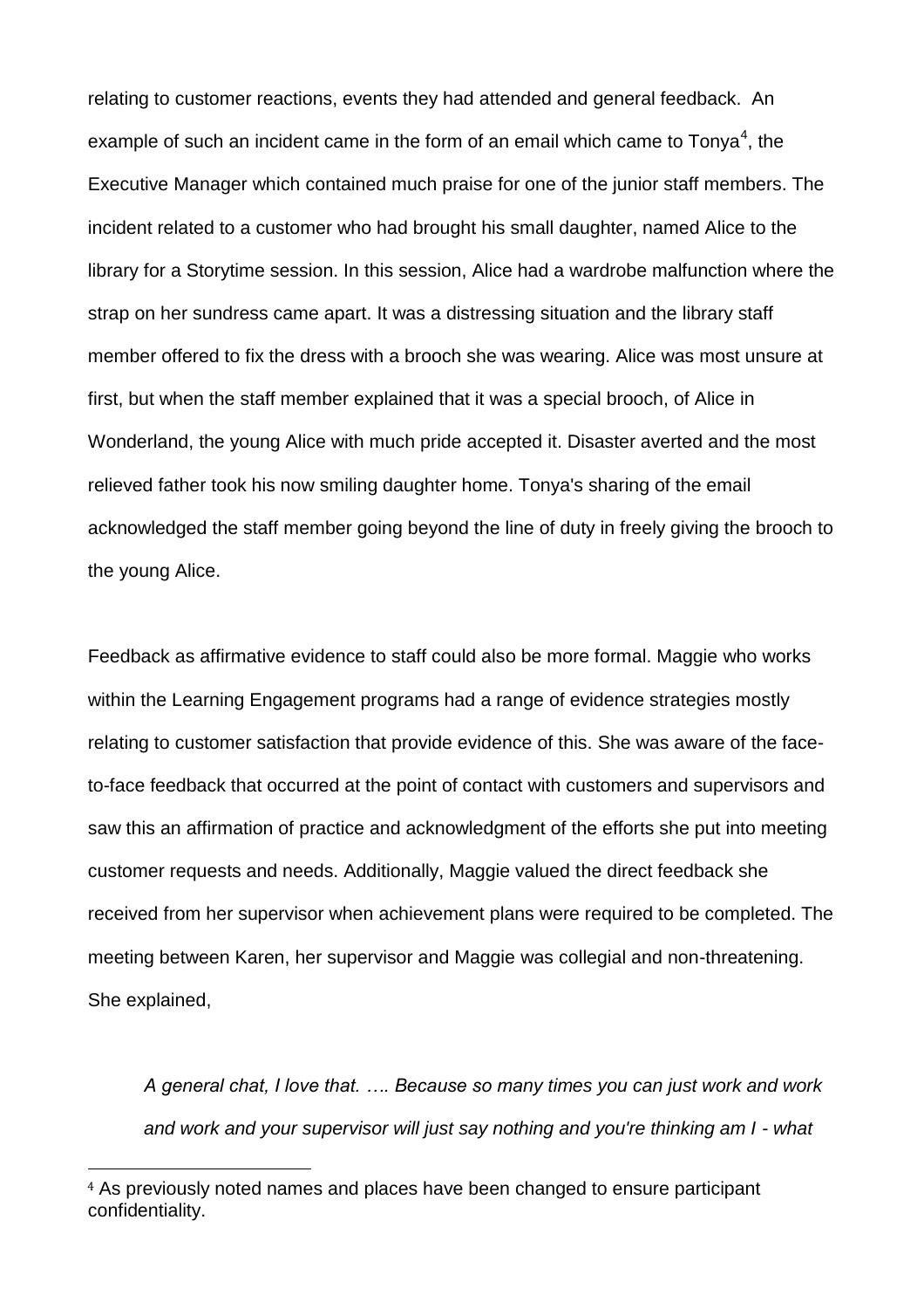relating to customer reactions, events they had attended and general feedback. An example of such an incident came in the form of an email which came to Tonya[4], the Executive Manager which contained much praise for one of the junior staff members. The incident related to a customer who had brought his small daughter, named Alice to the library for a Storytime session. In this session, Alice had a wardrobe malfunction where the strap on her sundress came apart. It was a distressing situation and the library staff member offered to fix the dress with a brooch she was wearing. Alice was most unsure at first, but when the staff member explained that it was a special brooch, of Alice in Wonderland, the young Alice with much pride accepted it. Disaster averted and the most relieved father took his now smiling daughter home. Tonya's sharing of the email acknowledged the staff member going beyond the line of duty in freely giving the brooch to the young Alice.

Feedback as affirmative evidence to staff could also be more formal. Maggie who works within the Learning Engagement programs had a range of evidence strategies mostly relating to customer satisfaction that provide evidence of this. She was aware of the face-to-face feedback that occurred at the point of contact with customers and supervisors and saw this an affirmation of practice and acknowledgment of the efforts she put into meeting customer requests and needs. Additionally, Maggie valued the direct feedback she received from her supervisor when achievement plans were required to be completed. The meeting between Karen, her supervisor and Maggie was collegial and non-threatening. She explained,

> *A general chat, I love that. …. Because so many times you can just work and work and work and your supervisor will just say nothing and you're thinking am I - what*

[4] As previously noted names and places have been changed to ensure participant confidentiality.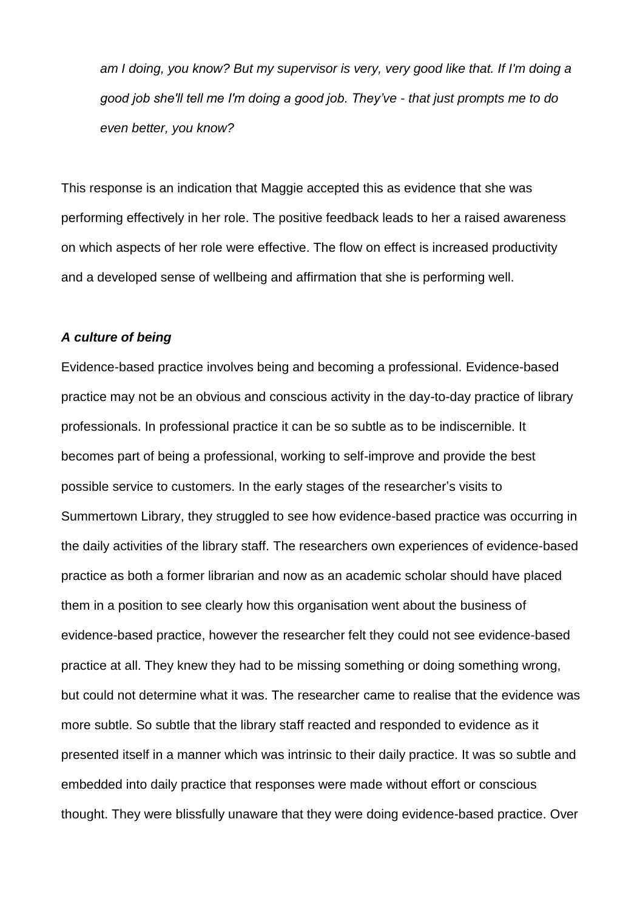*am I doing, you know? But my supervisor is very, very good like that. If I'm doing a good job she'll tell me I'm doing a good job. They've - that just prompts me to do even better, you know?*

This response is an indication that Maggie accepted this as evidence that she was performing effectively in her role. The positive feedback leads to her a raised awareness on which aspects of her role were effective. The flow on effect is increased productivity and a developed sense of wellbeing and affirmation that she is performing well.

***A culture of being***

Evidence-based practice involves being and becoming a professional. Evidence-based practice may not be an obvious and conscious activity in the day-to-day practice of library professionals. In professional practice it can be so subtle as to be indiscernible. It becomes part of being a professional, working to self-improve and provide the best possible service to customers. In the early stages of the researcher's visits to Summertown Library, they struggled to see how evidence-based practice was occurring in the daily activities of the library staff. The researchers own experiences of evidence-based practice as both a former librarian and now as an academic scholar should have placed them in a position to see clearly how this organisation went about the business of evidence-based practice, however the researcher felt they could not see evidence-based practice at all. They knew they had to be missing something or doing something wrong, but could not determine what it was. The researcher came to realise that the evidence was more subtle. So subtle that the library staff reacted and responded to evidence as it presented itself in a manner which was intrinsic to their daily practice. It was so subtle and embedded into daily practice that responses were made without effort or conscious thought. They were blissfully unaware that they were doing evidence-based practice. Over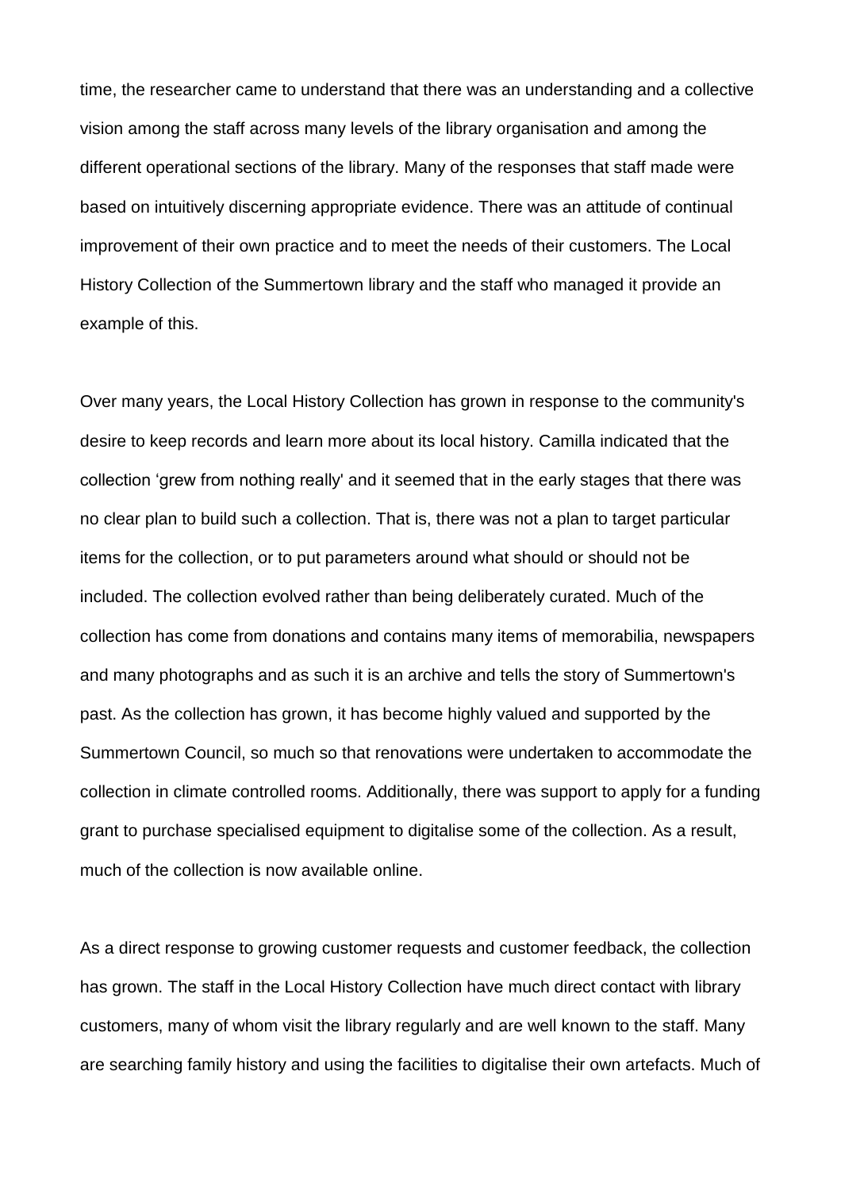time, the researcher came to understand that there was an understanding and a collective vision among the staff across many levels of the library organisation and among the different operational sections of the library. Many of the responses that staff made were based on intuitively discerning appropriate evidence. There was an attitude of continual improvement of their own practice and to meet the needs of their customers. The Local History Collection of the Summertown library and the staff who managed it provide an example of this.

Over many years, the Local History Collection has grown in response to the community's desire to keep records and learn more about its local history. Camilla indicated that the collection 'grew from nothing really' and it seemed that in the early stages that there was no clear plan to build such a collection. That is, there was not a plan to target particular items for the collection, or to put parameters around what should or should not be included. The collection evolved rather than being deliberately curated. Much of the collection has come from donations and contains many items of memorabilia, newspapers and many photographs and as such it is an archive and tells the story of Summertown's past. As the collection has grown, it has become highly valued and supported by the Summertown Council, so much so that renovations were undertaken to accommodate the collection in climate controlled rooms. Additionally, there was support to apply for a funding grant to purchase specialised equipment to digitalise some of the collection. As a result, much of the collection is now available online.

As a direct response to growing customer requests and customer feedback, the collection has grown. The staff in the Local History Collection have much direct contact with library customers, many of whom visit the library regularly and are well known to the staff. Many are searching family history and using the facilities to digitalise their own artefacts. Much of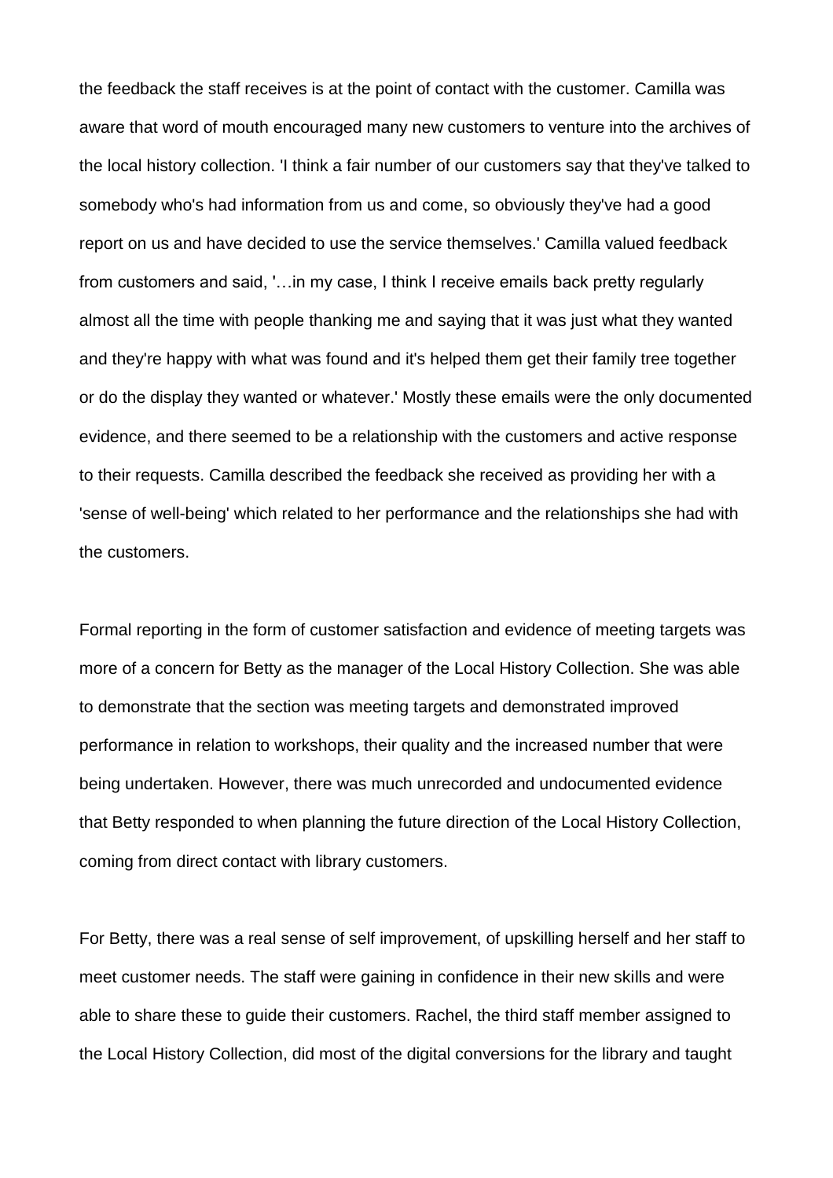the feedback the staff receives is at the point of contact with the customer. Camilla was aware that word of mouth encouraged many new customers to venture into the archives of the local history collection. 'I think a fair number of our customers say that they've talked to somebody who's had information from us and come, so obviously they've had a good report on us and have decided to use the service themselves.' Camilla valued feedback from customers and said, '…in my case, I think I receive emails back pretty regularly almost all the time with people thanking me and saying that it was just what they wanted and they're happy with what was found and it's helped them get their family tree together or do the display they wanted or whatever.' Mostly these emails were the only documented evidence, and there seemed to be a relationship with the customers and active response to their requests. Camilla described the feedback she received as providing her with a 'sense of well-being' which related to her performance and the relationships she had with the customers.

Formal reporting in the form of customer satisfaction and evidence of meeting targets was more of a concern for Betty as the manager of the Local History Collection. She was able to demonstrate that the section was meeting targets and demonstrated improved performance in relation to workshops, their quality and the increased number that were being undertaken. However, there was much unrecorded and undocumented evidence that Betty responded to when planning the future direction of the Local History Collection, coming from direct contact with library customers.

For Betty, there was a real sense of self improvement, of upskilling herself and her staff to meet customer needs. The staff were gaining in confidence in their new skills and were able to share these to guide their customers. Rachel, the third staff member assigned to the Local History Collection, did most of the digital conversions for the library and taught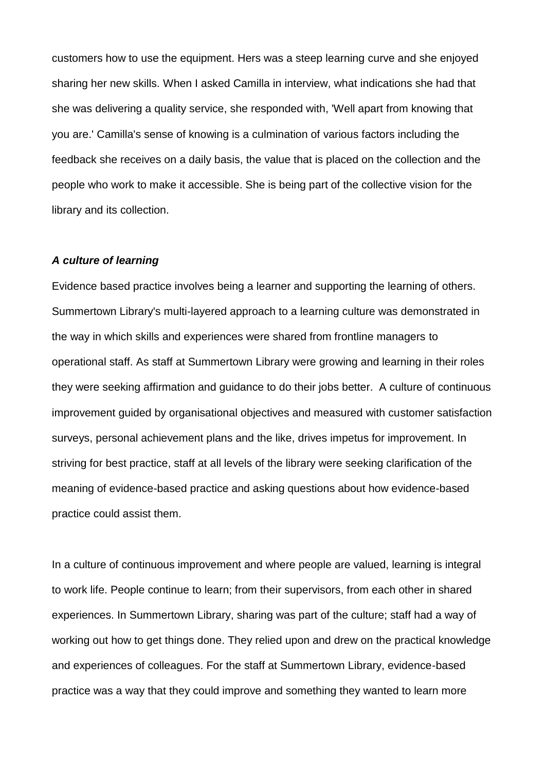customers how to use the equipment. Hers was a steep learning curve and she enjoyed sharing her new skills. When I asked Camilla in interview, what indications she had that she was delivering a quality service, she responded with, 'Well apart from knowing that you are.' Camilla's sense of knowing is a culmination of various factors including the feedback she receives on a daily basis, the value that is placed on the collection and the people who work to make it accessible. She is being part of the collective vision for the library and its collection.

***A culture of learning***

Evidence based practice involves being a learner and supporting the learning of others. Summertown Library's multi-layered approach to a learning culture was demonstrated in the way in which skills and experiences were shared from frontline managers to operational staff. As staff at Summertown Library were growing and learning in their roles they were seeking affirmation and guidance to do their jobs better. A culture of continuous improvement guided by organisational objectives and measured with customer satisfaction surveys, personal achievement plans and the like, drives impetus for improvement. In striving for best practice, staff at all levels of the library were seeking clarification of the meaning of evidence-based practice and asking questions about how evidence-based practice could assist them.

In a culture of continuous improvement and where people are valued, learning is integral to work life. People continue to learn; from their supervisors, from each other in shared experiences. In Summertown Library, sharing was part of the culture; staff had a way of working out how to get things done. They relied upon and drew on the practical knowledge and experiences of colleagues. For the staff at Summertown Library, evidence-based practice was a way that they could improve and something they wanted to learn more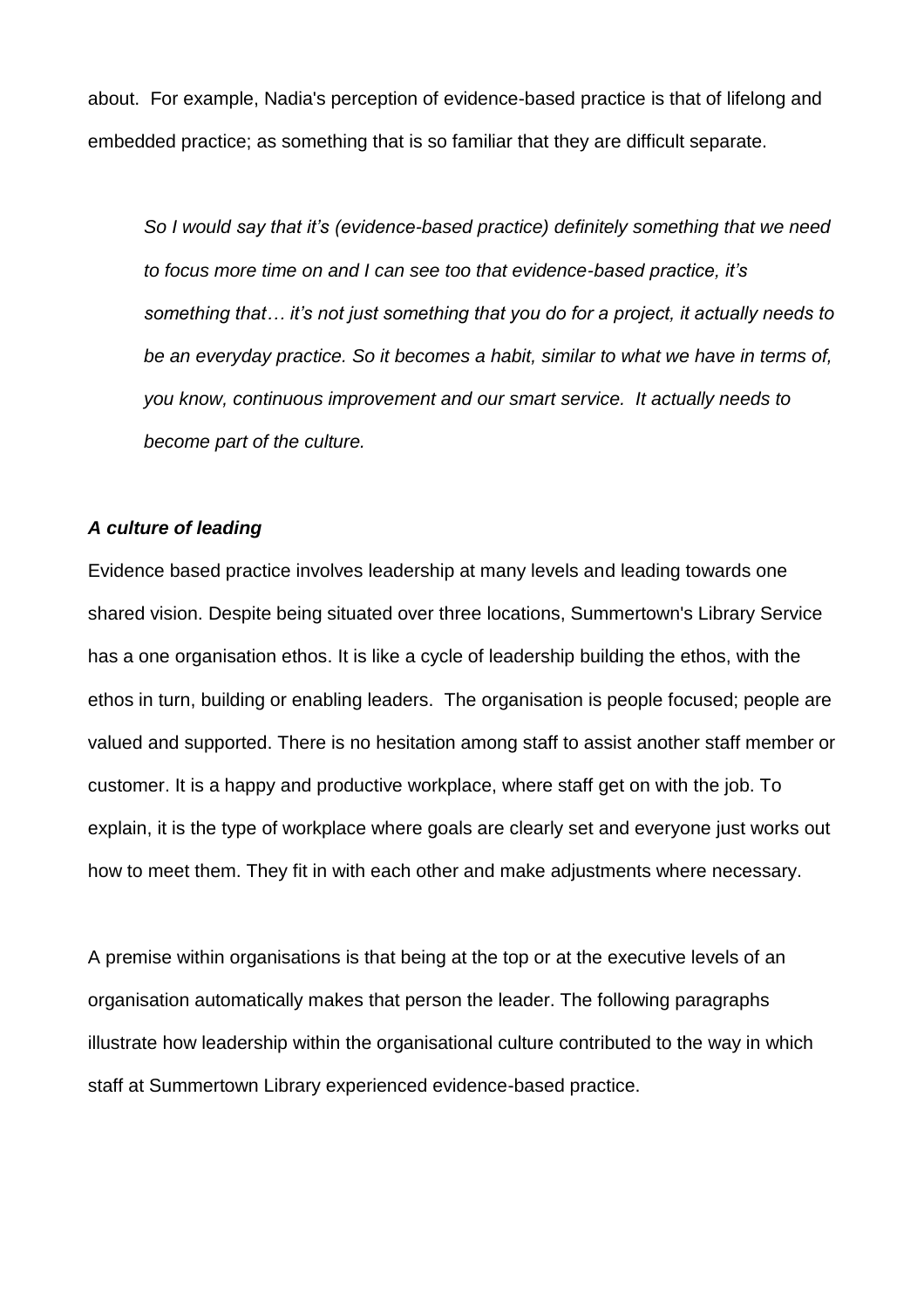about. For example, Nadia's perception of evidence-based practice is that of lifelong and embedded practice; as something that is so familiar that they are difficult separate.

> *So I would say that it's (evidence-based practice) definitely something that we need to focus more time on and I can see too that evidence-based practice, it's something that… it's not just something that you do for a project, it actually needs to be an everyday practice. So it becomes a habit, similar to what we have in terms of, you know, continuous improvement and our smart service. It actually needs to become part of the culture.*

### ***A culture of leading***

Evidence based practice involves leadership at many levels and leading towards one shared vision. Despite being situated over three locations, Summertown's Library Service has a one organisation ethos. It is like a cycle of leadership building the ethos, with the ethos in turn, building or enabling leaders. The organisation is people focused; people are valued and supported. There is no hesitation among staff to assist another staff member or customer. It is a happy and productive workplace, where staff get on with the job. To explain, it is the type of workplace where goals are clearly set and everyone just works out how to meet them. They fit in with each other and make adjustments where necessary.

A premise within organisations is that being at the top or at the executive levels of an organisation automatically makes that person the leader. The following paragraphs illustrate how leadership within the organisational culture contributed to the way in which staff at Summertown Library experienced evidence-based practice.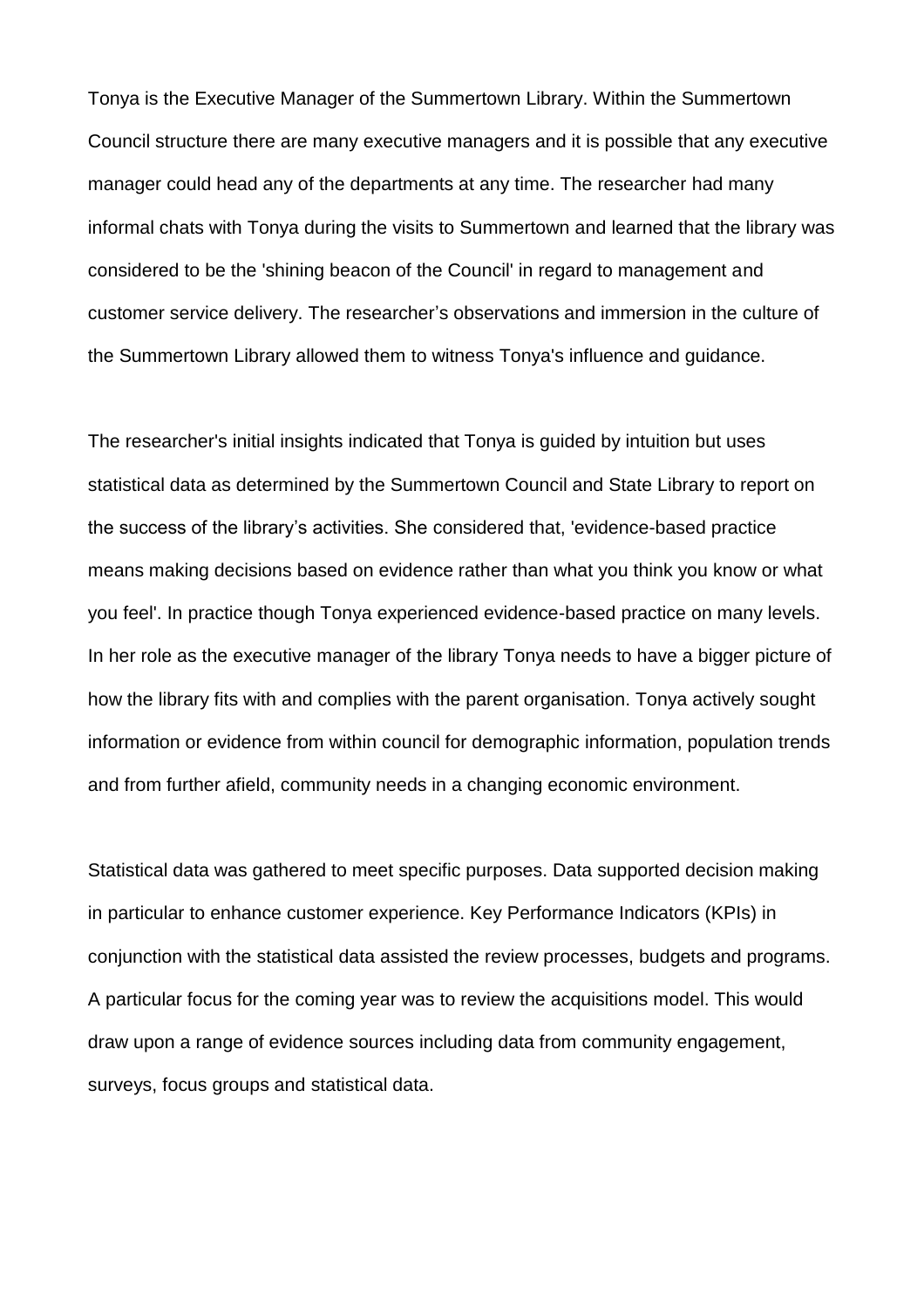Tonya is the Executive Manager of the Summertown Library. Within the Summertown Council structure there are many executive managers and it is possible that any executive manager could head any of the departments at any time. The researcher had many informal chats with Tonya during the visits to Summertown and learned that the library was considered to be the 'shining beacon of the Council' in regard to management and customer service delivery. The researcher’s observations and immersion in the culture of the Summertown Library allowed them to witness Tonya's influence and guidance.

The researcher's initial insights indicated that Tonya is guided by intuition but uses statistical data as determined by the Summertown Council and State Library to report on the success of the library’s activities. She considered that, 'evidence-based practice means making decisions based on evidence rather than what you think you know or what you feel'. In practice though Tonya experienced evidence-based practice on many levels. In her role as the executive manager of the library Tonya needs to have a bigger picture of how the library fits with and complies with the parent organisation. Tonya actively sought information or evidence from within council for demographic information, population trends and from further afield, community needs in a changing economic environment.

Statistical data was gathered to meet specific purposes. Data supported decision making in particular to enhance customer experience. Key Performance Indicators (KPIs) in conjunction with the statistical data assisted the review processes, budgets and programs. A particular focus for the coming year was to review the acquisitions model. This would draw upon a range of evidence sources including data from community engagement, surveys, focus groups and statistical data.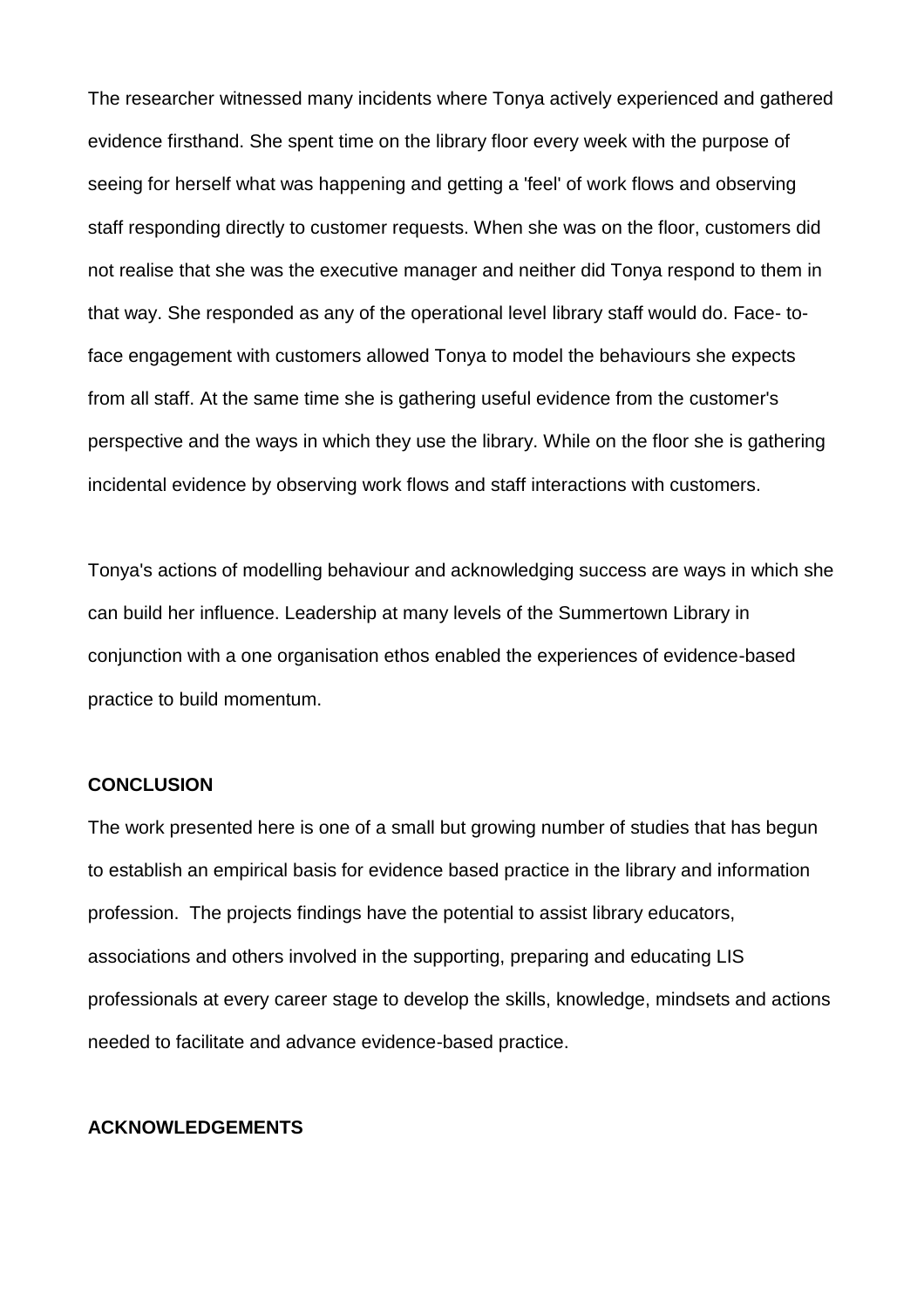The researcher witnessed many incidents where Tonya actively experienced and gathered evidence firsthand. She spent time on the library floor every week with the purpose of seeing for herself what was happening and getting a 'feel' of work flows and observing staff responding directly to customer requests. When she was on the floor, customers did not realise that she was the executive manager and neither did Tonya respond to them in that way. She responded as any of the operational level library staff would do. Face- to-face engagement with customers allowed Tonya to model the behaviours she expects from all staff. At the same time she is gathering useful evidence from the customer's perspective and the ways in which they use the library. While on the floor she is gathering incidental evidence by observing work flows and staff interactions with customers.

Tonya's actions of modelling behaviour and acknowledging success are ways in which she can build her influence. Leadership at many levels of the Summertown Library in conjunction with a one organisation ethos enabled the experiences of evidence-based practice to build momentum.

## CONCLUSION

The work presented here is one of a small but growing number of studies that has begun to establish an empirical basis for evidence based practice in the library and information profession. The projects findings have the potential to assist library educators, associations and others involved in the supporting, preparing and educating LIS professionals at every career stage to develop the skills, knowledge, mindsets and actions needed to facilitate and advance evidence-based practice.

## ACKNOWLEDGEMENTS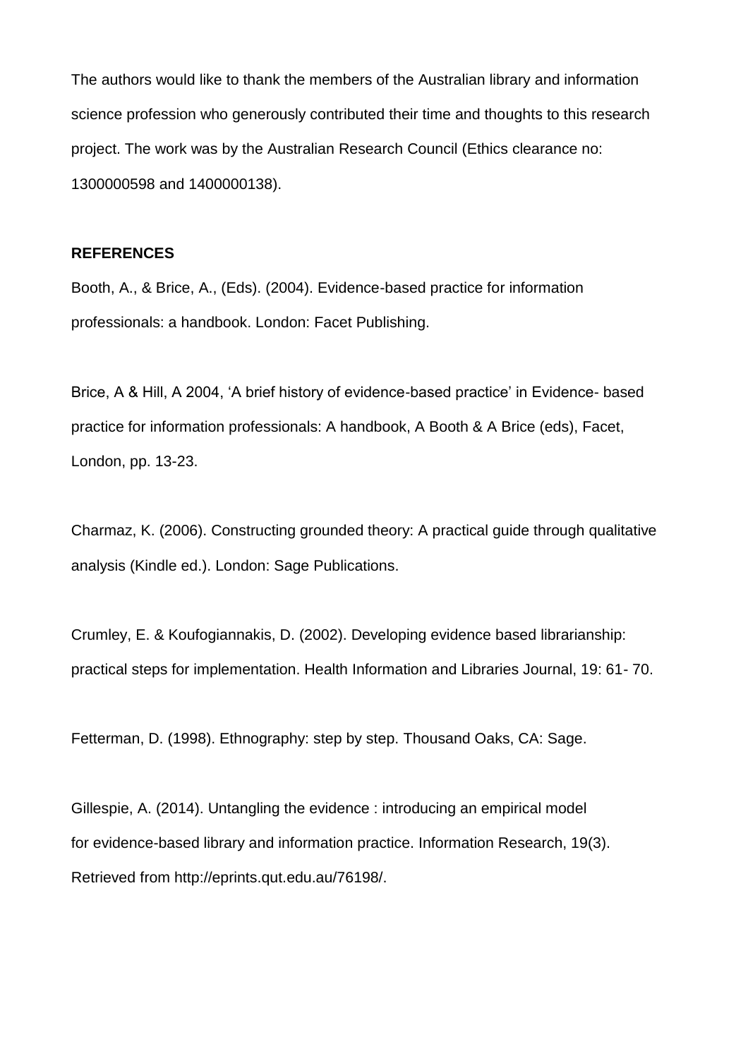The authors would like to thank the members of the Australian library and information science profession who generously contributed their time and thoughts to this research project. The work was by the Australian Research Council (Ethics clearance no: 1300000598 and 1400000138).

## REFERENCES

Booth, A., & Brice, A., (Eds). (2004). Evidence-based practice for information professionals: a handbook. London: Facet Publishing.

Brice, A & Hill, A 2004, 'A brief history of evidence-based practice' in Evidence- based practice for information professionals: A handbook, A Booth & A Brice (eds), Facet, London, pp. 13-23.

Charmaz, K. (2006). Constructing grounded theory: A practical guide through qualitative analysis (Kindle ed.). London: Sage Publications.

Crumley, E. & Koufogiannakis, D. (2002). Developing evidence based librarianship: practical steps for implementation. Health Information and Libraries Journal, 19: 61- 70.

Fetterman, D. (1998). Ethnography: step by step. Thousand Oaks, CA: Sage.

Gillespie, A. (2014). Untangling the evidence : introducing an empirical model for evidence-based library and information practice. Information Research, 19(3). Retrieved from http://eprints.qut.edu.au/76198/.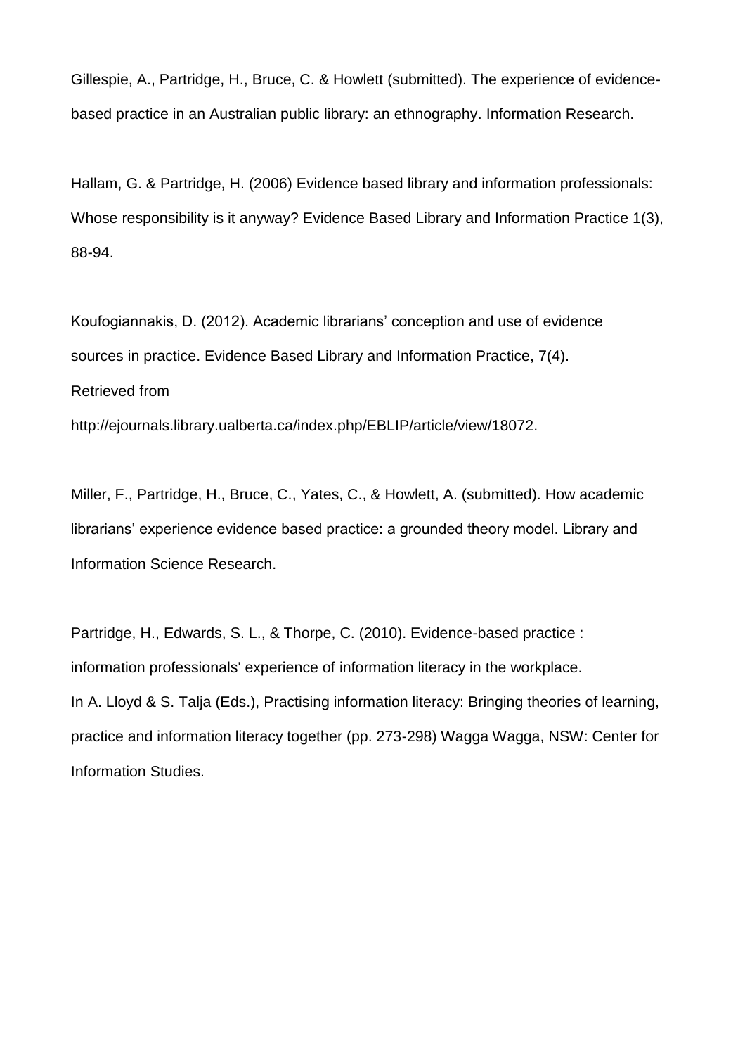Gillespie, A., Partridge, H., Bruce, C. & Howlett (submitted). The experience of evidence-based practice in an Australian public library: an ethnography. Information Research.

Hallam, G. & Partridge, H. (2006) Evidence based library and information professionals: Whose responsibility is it anyway? Evidence Based Library and Information Practice 1(3), 88-94.

Koufogiannakis, D. (2012). Academic librarians' conception and use of evidence sources in practice. Evidence Based Library and Information Practice, 7(4). Retrieved from http://ejournals.library.ualberta.ca/index.php/EBLIP/article/view/18072.

Miller, F., Partridge, H., Bruce, C., Yates, C., & Howlett, A. (submitted). How academic librarians' experience evidence based practice: a grounded theory model. Library and Information Science Research.

Partridge, H., Edwards, S. L., & Thorpe, C. (2010). Evidence-based practice : information professionals' experience of information literacy in the workplace. In A. Lloyd & S. Talja (Eds.), Practising information literacy: Bringing theories of learning, practice and information literacy together (pp. 273-298) Wagga Wagga, NSW: Center for Information Studies.